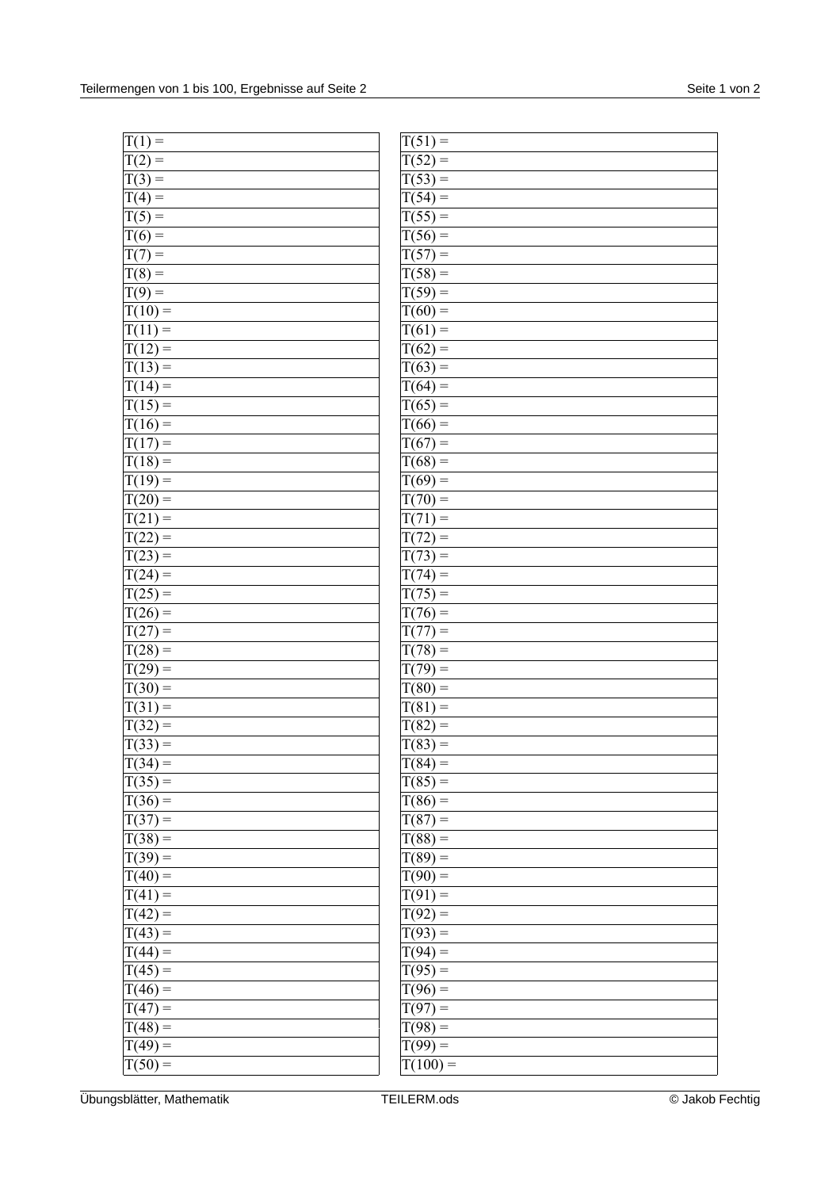| T(1) = | T(51) = |
|---|---|
| T(2) = | T(52) = |
| T(3) = | T(53) = |
| T(4) = | T(54) = |
| T(5) = | T(55) = |
| T(6) = | T(56) = |
| T(7) = | T(57) = |
| T(8) = | T(58) = |
| T(9) = | T(59) = |
| T(10) = | T(60) = |
| T(11) = | T(61) = |
| T(12) = | T(62) = |
| T(13) = | T(63) = |
| T(14) = | T(64) = |
| T(15) = | T(65) = |
| T(16) = | T(66) = |
| T(17) = | T(67) = |
| T(18) = | T(68) = |
| T(19) = | T(69) = |
| T(20) = | T(70) = |
| T(21) = | T(71) = |
| T(22) = | T(72) = |
| T(23) = | T(73) = |
| T(24) = | T(74) = |
| T(25) = | T(75) = |
| T(26) = | T(76) = |
| T(27) = | T(77) = |
| T(28) = | T(78) = |
| T(29) = | T(79) = |
| T(30) = | T(80) = |
| T(31) = | T(81) = |
| T(32) = | T(82) = |
| T(33) = | T(83) = |
| T(34) = | T(84) = |
| T(35) = | T(85) = |
| T(36) = | T(86) = |
| T(37) = | T(87) = |
| T(38) = | T(88) = |
| T(39) = | T(89) = |
| T(40) = | T(90) = |
| T(41) = | T(91) = |
| T(42) = | T(92) = |
| T(43) = | T(93) = |
| T(44) = | T(94) = |
| T(45) = | T(95) = |
| T(46) = | T(96) = |
| T(47) = | T(97) = |
| T(48) = | T(98) = |
| T(49) = | T(99) = |
| T(50) = | T(100) = |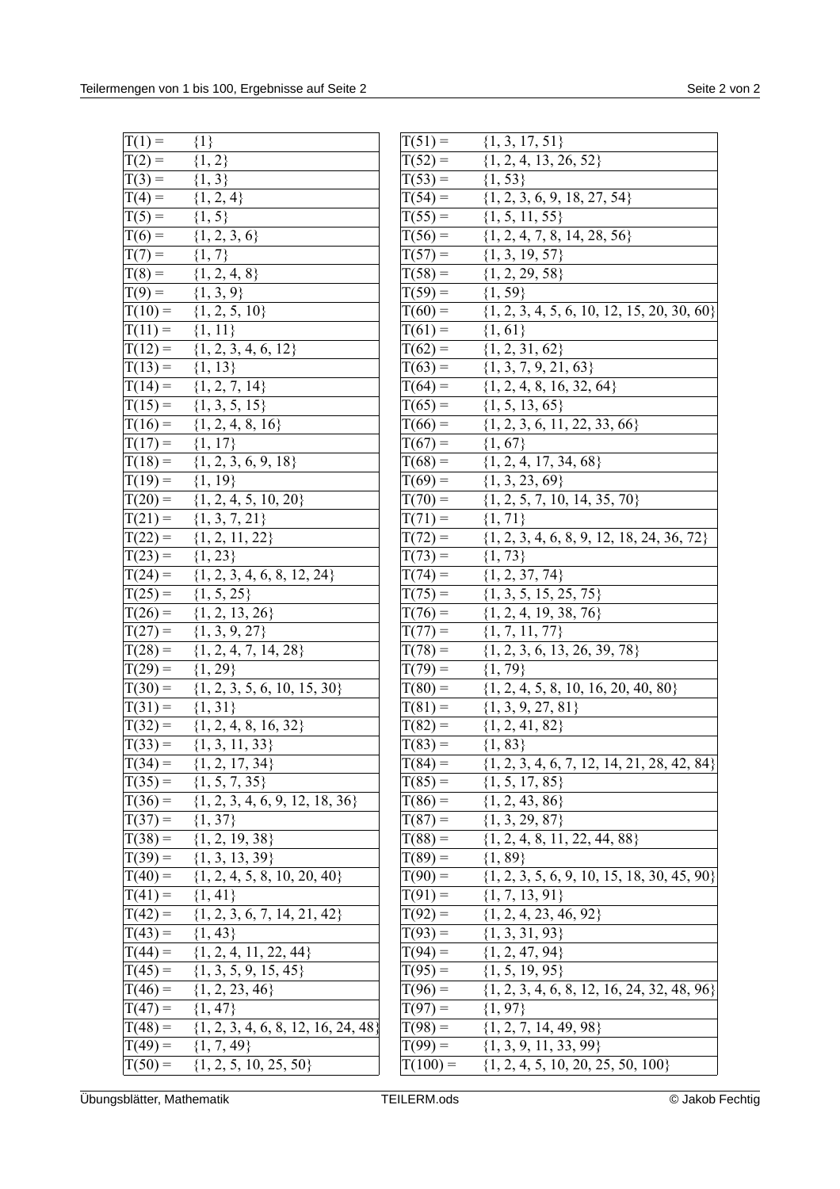| | |
|---|---|
| T(1) = | {1} |
| T(2) = | {1, 2} |
| T(3) = | {1, 3} |
| T(4) = | {1, 2, 4} |
| T(5) = | {1, 5} |
| T(6) = | {1, 2, 3, 6} |
| T(7) = | {1, 7} |
| T(8) = | {1, 2, 4, 8} |
| T(9) = | {1, 3, 9} |
| T(10) = | {1, 2, 5, 10} |
| T(11) = | {1, 11} |
| T(12) = | {1, 2, 3, 4, 6, 12} |
| T(13) = | {1, 13} |
| T(14) = | {1, 2, 7, 14} |
| T(15) = | {1, 3, 5, 15} |
| T(16) = | {1, 2, 4, 8, 16} |
| T(17) = | {1, 17} |
| T(18) = | {1, 2, 3, 6, 9, 18} |
| T(19) = | {1, 19} |
| T(20) = | {1, 2, 4, 5, 10, 20} |
| T(21) = | {1, 3, 7, 21} |
| T(22) = | {1, 2, 11, 22} |
| T(23) = | {1, 23} |
| T(24) = | {1, 2, 3, 4, 6, 8, 12, 24} |
| T(25) = | {1, 5, 25} |
| T(26) = | {1, 2, 13, 26} |
| T(27) = | {1, 3, 9, 27} |
| T(28) = | {1, 2, 4, 7, 14, 28} |
| T(29) = | {1, 29} |
| T(30) = | {1, 2, 3, 5, 6, 10, 15, 30} |
| T(31) = | {1, 31} |
| T(32) = | {1, 2, 4, 8, 16, 32} |
| T(33) = | {1, 3, 11, 33} |
| T(34) = | {1, 2, 17, 34} |
| T(35) = | {1, 5, 7, 35} |
| T(36) = | {1, 2, 3, 4, 6, 9, 12, 18, 36} |
| T(37) = | {1, 37} |
| T(38) = | {1, 2, 19, 38} |
| T(39) = | {1, 3, 13, 39} |
| T(40) = | {1, 2, 4, 5, 8, 10, 20, 40} |
| T(41) = | {1, 41} |
| T(42) = | {1, 2, 3, 6, 7, 14, 21, 42} |
| T(43) = | {1, 43} |
| T(44) = | {1, 2, 4, 11, 22, 44} |
| T(45) = | {1, 3, 5, 9, 15, 45} |
| T(46) = | {1, 2, 23, 46} |
| T(47) = | {1, 47} |
| T(48) = | {1, 2, 3, 4, 6, 8, 12, 16, 24, 48} |
| T(49) = | {1, 7, 49} |
| T(50) = | {1, 2, 5, 10, 25, 50} |

| | |
|---|---|
| T(51) = | {1, 3, 17, 51} |
| T(52) = | {1, 2, 4, 13, 26, 52} |
| T(53) = | {1, 53} |
| T(54) = | {1, 2, 3, 6, 9, 18, 27, 54} |
| T(55) = | {1, 5, 11, 55} |
| T(56) = | {1, 2, 4, 7, 8, 14, 28, 56} |
| T(57) = | {1, 3, 19, 57} |
| T(58) = | {1, 2, 29, 58} |
| T(59) = | {1, 59} |
| T(60) = | {1, 2, 3, 4, 5, 6, 10, 12, 15, 20, 30, 60} |
| T(61) = | {1, 61} |
| T(62) = | {1, 2, 31, 62} |
| T(63) = | {1, 3, 7, 9, 21, 63} |
| T(64) = | {1, 2, 4, 8, 16, 32, 64} |
| T(65) = | {1, 5, 13, 65} |
| T(66) = | {1, 2, 3, 6, 11, 22, 33, 66} |
| T(67) = | {1, 67} |
| T(68) = | {1, 2, 4, 17, 34, 68} |
| T(69) = | {1, 3, 23, 69} |
| T(70) = | {1, 2, 5, 7, 10, 14, 35, 70} |
| T(71) = | {1, 71} |
| T(72) = | {1, 2, 3, 4, 6, 8, 9, 12, 18, 24, 36, 72} |
| T(73) = | {1, 73} |
| T(74) = | {1, 2, 37, 74} |
| T(75) = | {1, 3, 5, 15, 25, 75} |
| T(76) = | {1, 2, 4, 19, 38, 76} |
| T(77) = | {1, 7, 11, 77} |
| T(78) = | {1, 2, 3, 6, 13, 26, 39, 78} |
| T(79) = | {1, 79} |
| T(80) = | {1, 2, 4, 5, 8, 10, 16, 20, 40, 80} |
| T(81) = | {1, 3, 9, 27, 81} |
| T(82) = | {1, 2, 41, 82} |
| T(83) = | {1, 83} |
| T(84) = | {1, 2, 3, 4, 6, 7, 12, 14, 21, 28, 42, 84} |
| T(85) = | {1, 5, 17, 85} |
| T(86) = | {1, 2, 43, 86} |
| T(87) = | {1, 3, 29, 87} |
| T(88) = | {1, 2, 4, 8, 11, 22, 44, 88} |
| T(89) = | {1, 89} |
| T(90) = | {1, 2, 3, 5, 6, 9, 10, 15, 18, 30, 45, 90} |
| T(91) = | {1, 7, 13, 91} |
| T(92) = | {1, 2, 4, 23, 46, 92} |
| T(93) = | {1, 3, 31, 93} |
| T(94) = | {1, 2, 47, 94} |
| T(95) = | {1, 5, 19, 95} |
| T(96) = | {1, 2, 3, 4, 6, 8, 12, 16, 24, 32, 48, 96} |
| T(97) = | {1, 97} |
| T(98) = | {1, 2, 7, 14, 49, 98} |
| T(99) = | {1, 3, 9, 11, 33, 99} |
| T(100) = | {1, 2, 4, 5, 10, 20, 25, 50, 100} |